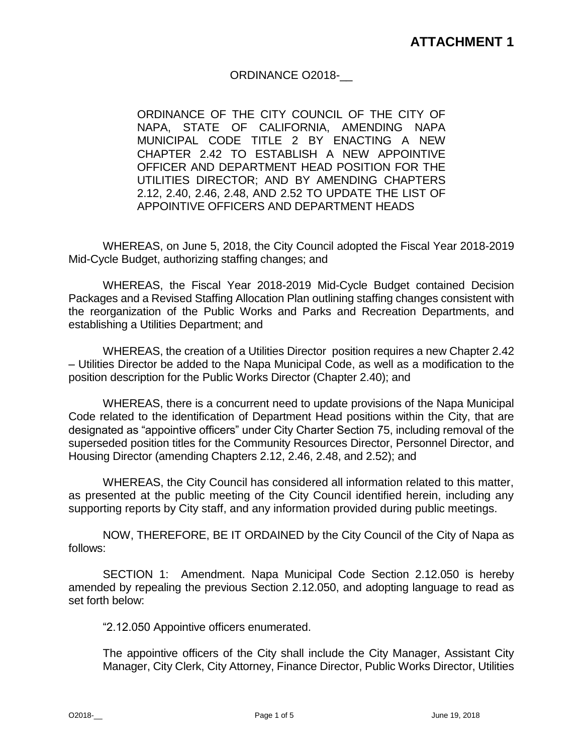# ATTACHMENT 1

ORDINANCE O2018-__

ORDINANCE OF THE CITY COUNCIL OF THE CITY OF NAPA, STATE OF CALIFORNIA, AMENDING NAPA MUNICIPAL CODE TITLE 2 BY ENACTING A NEW CHAPTER 2.42 TO ESTABLISH A NEW APPOINTIVE OFFICER AND DEPARTMENT HEAD POSITION FOR THE UTILITIES DIRECTOR; AND BY AMENDING CHAPTERS 2.12, 2.40, 2.46, 2.48, AND 2.52 TO UPDATE THE LIST OF APPOINTIVE OFFICERS AND DEPARTMENT HEADS

WHEREAS, on June 5, 2018, the City Council adopted the Fiscal Year 2018-2019 Mid-Cycle Budget, authorizing staffing changes; and

WHEREAS, the Fiscal Year 2018-2019 Mid-Cycle Budget contained Decision Packages and a Revised Staffing Allocation Plan outlining staffing changes consistent with the reorganization of the Public Works and Parks and Recreation Departments, and establishing a Utilities Department; and

WHEREAS, the creation of a Utilities Director position requires a new Chapter 2.42 – Utilities Director be added to the Napa Municipal Code, as well as a modification to the position description for the Public Works Director (Chapter 2.40); and

WHEREAS, there is a concurrent need to update provisions of the Napa Municipal Code related to the identification of Department Head positions within the City, that are designated as "appointive officers" under City Charter Section 75, including removal of the superseded position titles for the Community Resources Director, Personnel Director, and Housing Director (amending Chapters 2.12, 2.46, 2.48, and 2.52); and

WHEREAS, the City Council has considered all information related to this matter, as presented at the public meeting of the City Council identified herein, including any supporting reports by City staff, and any information provided during public meetings.

NOW, THEREFORE, BE IT ORDAINED by the City Council of the City of Napa as follows:

SECTION 1: Amendment. Napa Municipal Code Section 2.12.050 is hereby amended by repealing the previous Section 2.12.050, and adopting language to read as set forth below:

"2.12.050 Appointive officers enumerated.

The appointive officers of the City shall include the City Manager, Assistant City Manager, City Clerk, City Attorney, Finance Director, Public Works Director, Utilities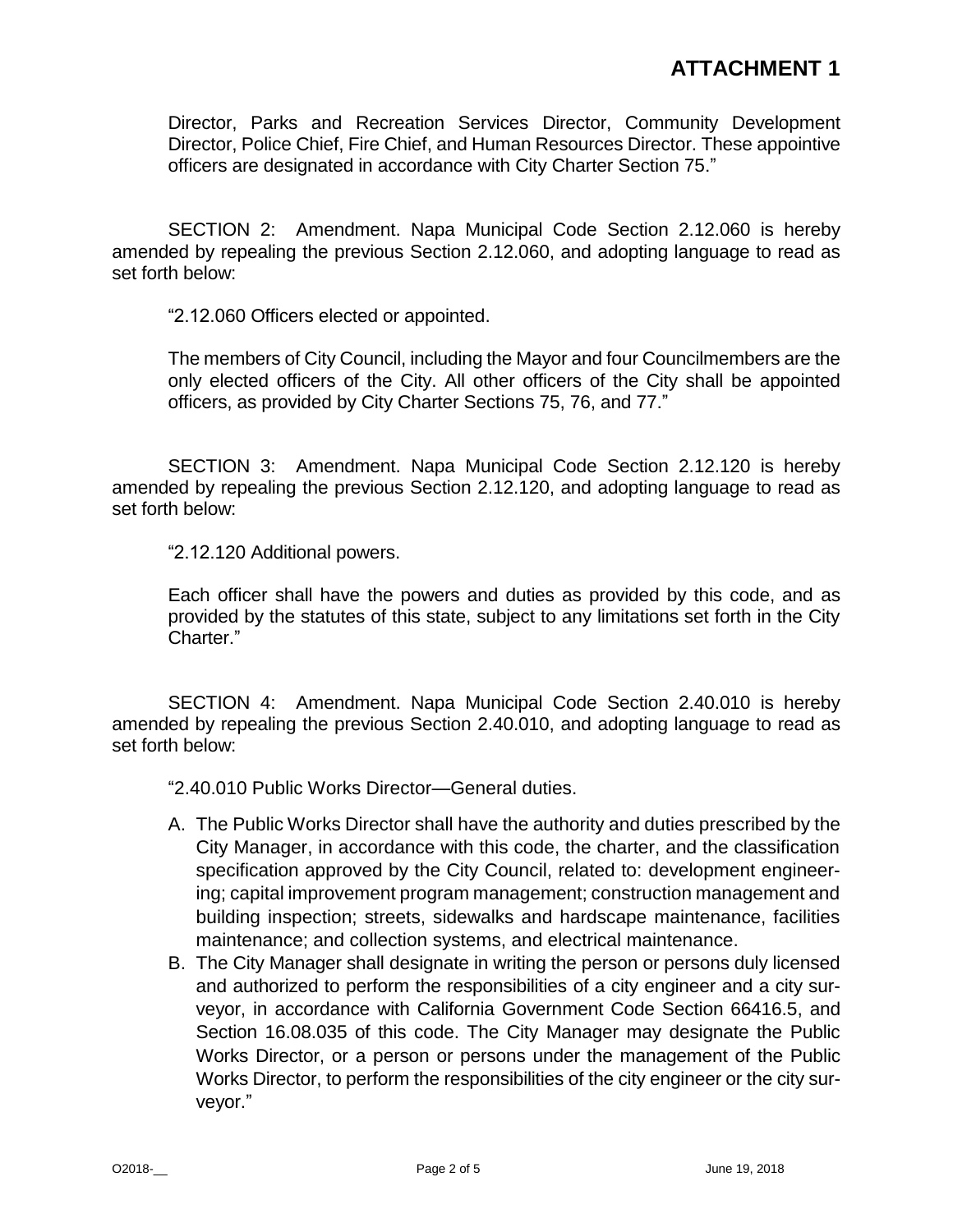Director, Parks and Recreation Services Director, Community Development Director, Police Chief, Fire Chief, and Human Resources Director. These appointive officers are designated in accordance with City Charter Section 75."

SECTION 2: Amendment. Napa Municipal Code Section 2.12.060 is hereby amended by repealing the previous Section 2.12.060, and adopting language to read as set forth below:

"2.12.060 Officers elected or appointed.

The members of City Council, including the Mayor and four Councilmembers are the only elected officers of the City. All other officers of the City shall be appointed officers, as provided by City Charter Sections 75, 76, and 77."

SECTION 3: Amendment. Napa Municipal Code Section 2.12.120 is hereby amended by repealing the previous Section 2.12.120, and adopting language to read as set forth below:

"2.12.120 Additional powers.

Each officer shall have the powers and duties as provided by this code, and as provided by the statutes of this state, subject to any limitations set forth in the City Charter."

SECTION 4: Amendment. Napa Municipal Code Section 2.40.010 is hereby amended by repealing the previous Section 2.40.010, and adopting language to read as set forth below:

"2.40.010 Public Works Director—General duties.

A. The Public Works Director shall have the authority and duties prescribed by the City Manager, in accordance with this code, the charter, and the classification specification approved by the City Council, related to: development engineering; capital improvement program management; construction management and building inspection; streets, sidewalks and hardscape maintenance, facilities maintenance; and collection systems, and electrical maintenance.
B. The City Manager shall designate in writing the person or persons duly licensed and authorized to perform the responsibilities of a city engineer and a city surveyor, in accordance with California Government Code Section 66416.5, and Section 16.08.035 of this code. The City Manager may designate the Public Works Director, or a person or persons under the management of the Public Works Director, to perform the responsibilities of the city engineer or the city surveyor."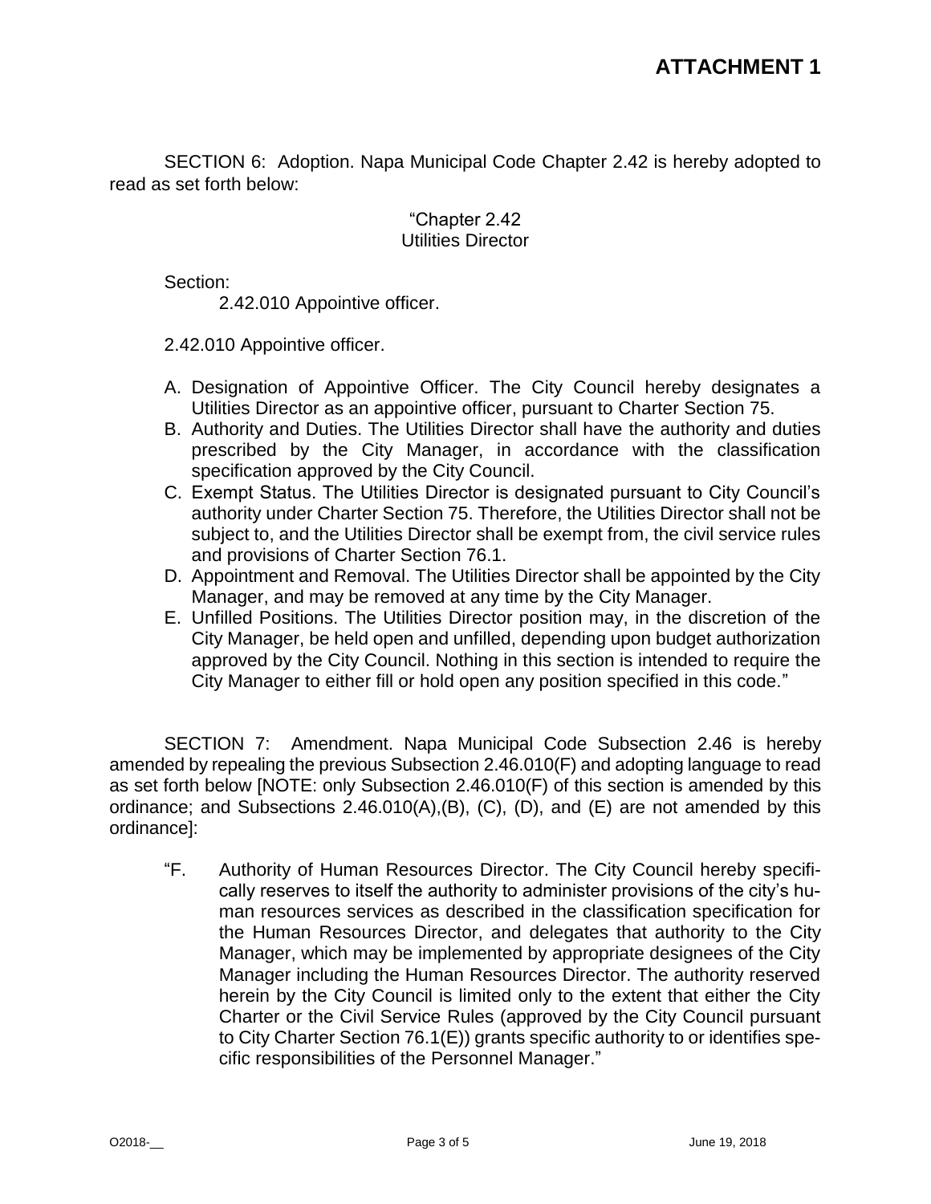# ATTACHMENT 1

SECTION 6: Adoption. Napa Municipal Code Chapter 2.42 is hereby adopted to read as set forth below:

"Chapter 2.42
Utilities Director

Section:

2.42.010 Appointive officer.

2.42.010 Appointive officer.

A. Designation of Appointive Officer. The City Council hereby designates a Utilities Director as an appointive officer, pursuant to Charter Section 75.
B. Authority and Duties. The Utilities Director shall have the authority and duties prescribed by the City Manager, in accordance with the classification specification approved by the City Council.
C. Exempt Status. The Utilities Director is designated pursuant to City Council's authority under Charter Section 75. Therefore, the Utilities Director shall not be subject to, and the Utilities Director shall be exempt from, the civil service rules and provisions of Charter Section 76.1.
D. Appointment and Removal. The Utilities Director shall be appointed by the City Manager, and may be removed at any time by the City Manager.
E. Unfilled Positions. The Utilities Director position may, in the discretion of the City Manager, be held open and unfilled, depending upon budget authorization approved by the City Council. Nothing in this section is intended to require the City Manager to either fill or hold open any position specified in this code."

SECTION 7: Amendment. Napa Municipal Code Subsection 2.46 is hereby amended by repealing the previous Subsection 2.46.010(F) and adopting language to read as set forth below [NOTE: only Subsection 2.46.010(F) of this section is amended by this ordinance; and Subsections 2.46.010(A),(B), (C), (D), and (E) are not amended by this ordinance]:

"F. Authority of Human Resources Director. The City Council hereby specifically reserves to itself the authority to administer provisions of the city's human resources services as described in the classification specification for the Human Resources Director, and delegates that authority to the City Manager, which may be implemented by appropriate designees of the City Manager including the Human Resources Director. The authority reserved herein by the City Council is limited only to the extent that either the City Charter or the Civil Service Rules (approved by the City Council pursuant to City Charter Section 76.1(E)) grants specific authority to or identifies specific responsibilities of the Personnel Manager."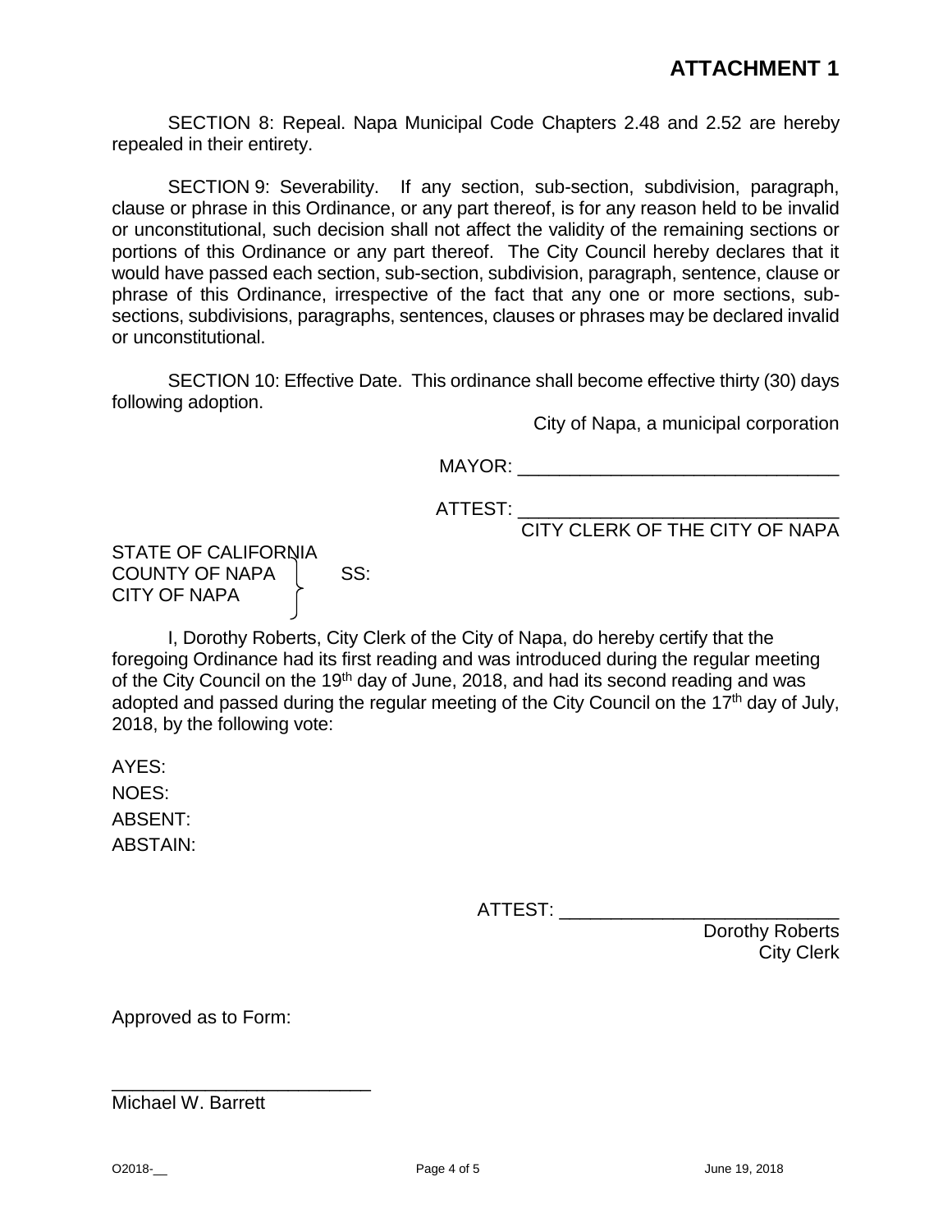**ATTACHMENT 1**

SECTION 8: Repeal. Napa Municipal Code Chapters 2.48 and 2.52 are hereby repealed in their entirety.

SECTION 9: Severability. If any section, sub-section, subdivision, paragraph, clause or phrase in this Ordinance, or any part thereof, is for any reason held to be invalid or unconstitutional, such decision shall not affect the validity of the remaining sections or portions of this Ordinance or any part thereof. The City Council hereby declares that it would have passed each section, sub-section, subdivision, paragraph, sentence, clause or phrase of this Ordinance, irrespective of the fact that any one or more sections, sub-sections, subdivisions, paragraphs, sentences, clauses or phrases may be declared invalid or unconstitutional.

SECTION 10: Effective Date. This ordinance shall become effective thirty (30) days following adoption.

City of Napa, a municipal corporation

MAYOR: _______________________________

ATTEST: _______________________________
CITY CLERK OF THE CITY OF NAPA

STATE OF CALIFORNIA
COUNTY OF NAPA } SS:
CITY OF NAPA

I, Dorothy Roberts, City Clerk of the City of Napa, do hereby certify that the foregoing Ordinance had its first reading and was introduced during the regular meeting of the City Council on the 19th day of June, 2018, and had its second reading and was adopted and passed during the regular meeting of the City Council on the 17th day of July, 2018, by the following vote:

AYES:

NOES:

ABSENT:

ABSTAIN:

ATTEST: ___________________________
Dorothy Roberts
City Clerk

Approved as to Form:

_________________________
Michael W. Barrett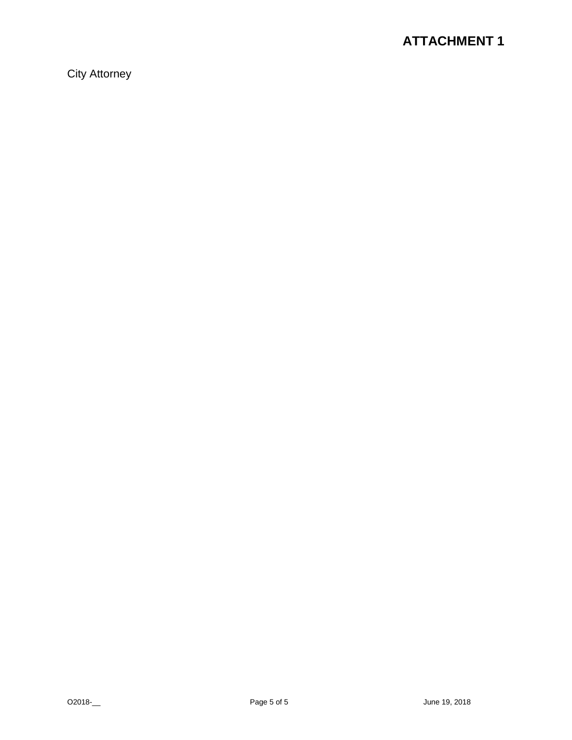# ATTACHMENT 1

City Attorney